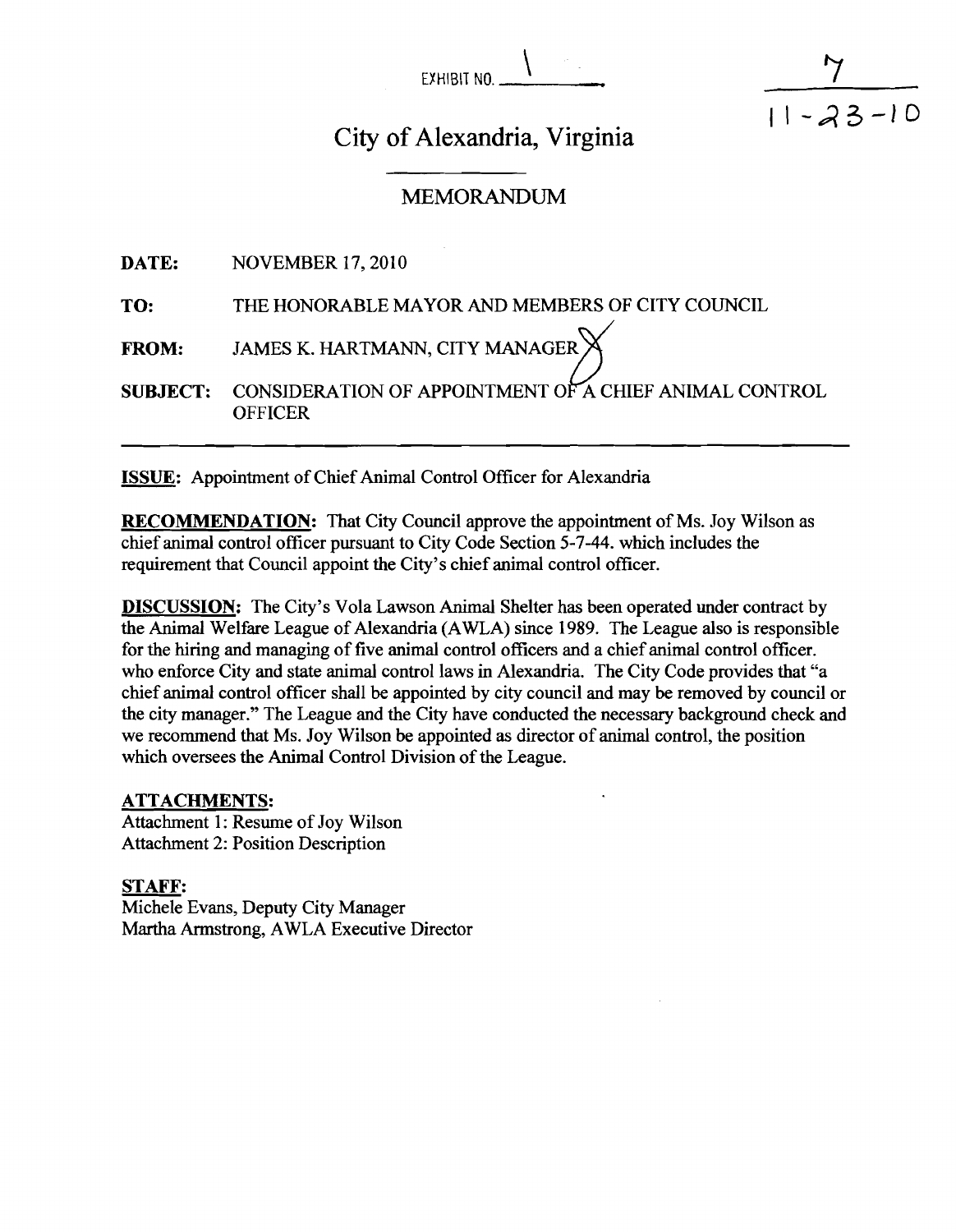EXHIBIT NO. 1

7
11-23-10

# City of Alexandria, Virginia

## MEMORANDUM

**DATE:** NOVEMBER 17, 2010

**TO:** THE HONORABLE MAYOR AND MEMBERS OF CITY COUNCIL

**FROM:** JAMES K. HARTMANN, CITY MANAGER

**SUBJECT:** CONSIDERATION OF APPOINTMENT OF A CHIEF ANIMAL CONTROL OFFICER

---

**ISSUE:** Appointment of Chief Animal Control Officer for Alexandria

**RECOMMENDATION:** That City Council approve the appointment of Ms. Joy Wilson as chief animal control officer pursuant to City Code Section 5-7-44. which includes the requirement that Council appoint the City's chief animal control officer.

**DISCUSSION:** The City's Vola Lawson Animal Shelter has been operated under contract by the Animal Welfare League of Alexandria (AWLA) since 1989. The League also is responsible for the hiring and managing of five animal control officers and a chief animal control officer. who enforce City and state animal control laws in Alexandria. The City Code provides that "a chief animal control officer shall be appointed by city council and may be removed by council or the city manager." The League and the City have conducted the necessary background check and we recommend that Ms. Joy Wilson be appointed as director of animal control, the position which oversees the Animal Control Division of the League.

**ATTACHMENTS:**

Attachment 1: Resume of Joy Wilson
Attachment 2: Position Description

**STAFF:**

Michele Evans, Deputy City Manager
Martha Armstrong, AWLA Executive Director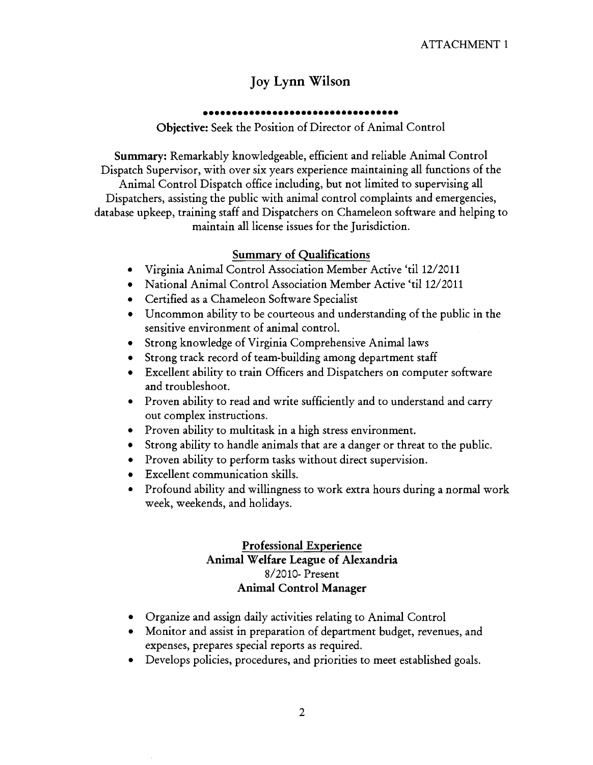ATTACHMENT 1

# Joy Lynn Wilson

●●●●●●●●●●●●●●●●●●●●●●●●●●●●●●●●

**Objective:** Seek the Position of Director of Animal Control

**Summary:** Remarkably knowledgeable, efficient and reliable Animal Control Dispatch Supervisor, with over six years experience maintaining all functions of the Animal Control Dispatch office including, but not limited to supervising all Dispatchers, assisting the public with animal control complaints and emergencies, database upkeep, training staff and Dispatchers on Chameleon software and helping to maintain all license issues for the Jurisdiction.

## Summary of Qualifications

- Virginia Animal Control Association Member Active 'til 12/2011
- National Animal Control Association Member Active 'til 12/2011
- Certified as a Chameleon Software Specialist
- Uncommon ability to be courteous and understanding of the public in the sensitive environment of animal control.
- Strong knowledge of Virginia Comprehensive Animal laws
- Strong track record of team-building among department staff
- Excellent ability to train Officers and Dispatchers on computer software and troubleshoot.
- Proven ability to read and write sufficiently and to understand and carry out complex instructions.
- Proven ability to multitask in a high stress environment.
- Strong ability to handle animals that are a danger or threat to the public.
- Proven ability to perform tasks without direct supervision.
- Excellent communication skills.
- Profound ability and willingness to work extra hours during a normal work week, weekends, and holidays.

## Professional Experience

### Animal Welfare League of Alexandria

8/2010- Present

**Animal Control Manager**

- Organize and assign daily activities relating to Animal Control
- Monitor and assist in preparation of department budget, revenues, and expenses, prepares special reports as required.
- Develops policies, procedures, and priorities to meet established goals.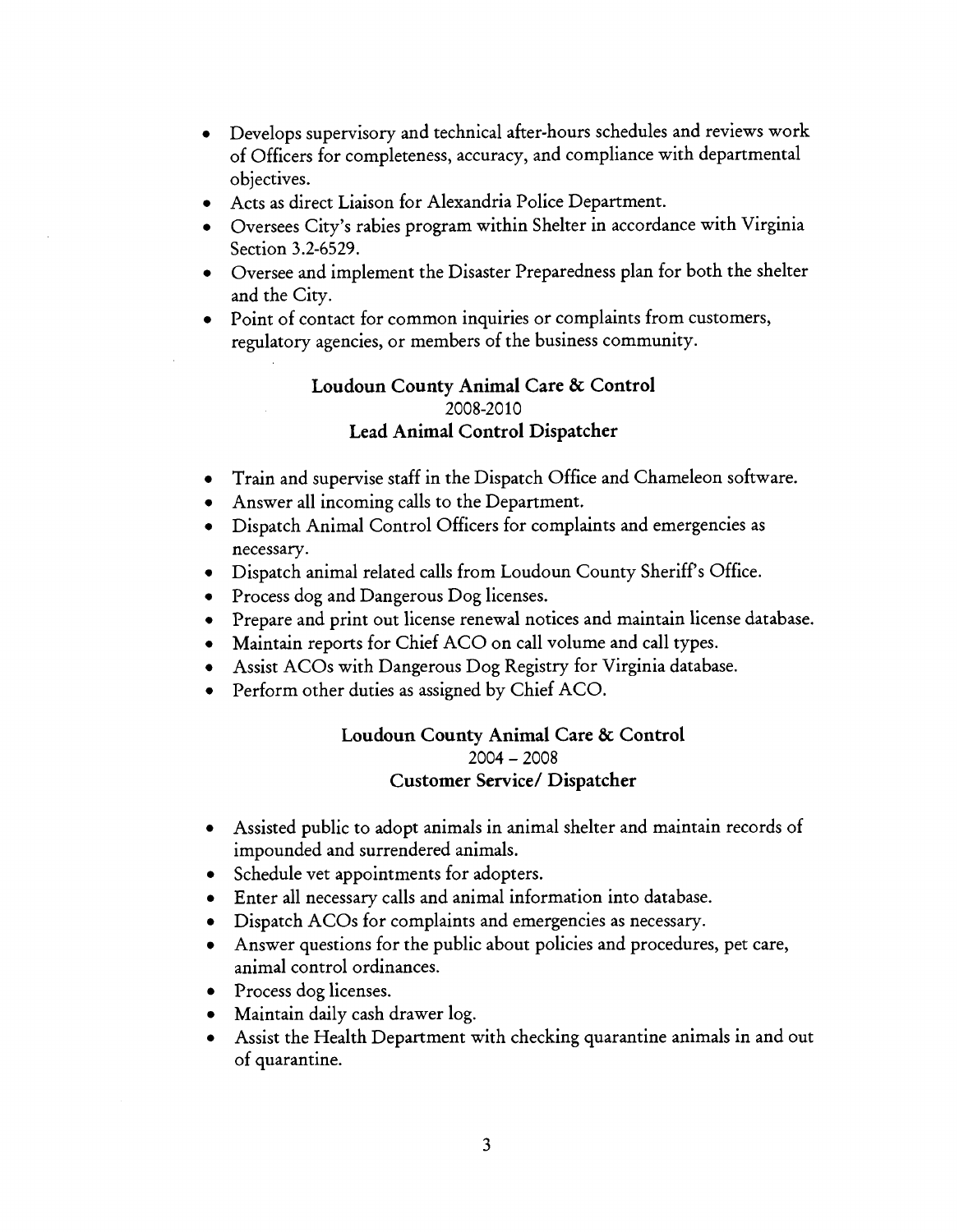- Develops supervisory and technical after-hours schedules and reviews work of Officers for completeness, accuracy, and compliance with departmental objectives.
- Acts as direct Liaison for Alexandria Police Department.
- Oversees City's rabies program within Shelter in accordance with Virginia Section 3.2-6529.
- Oversee and implement the Disaster Preparedness plan for both the shelter and the City.
- Point of contact for common inquiries or complaints from customers, regulatory agencies, or members of the business community.

**Loudoun County Animal Care & Control**
2008-2010
**Lead Animal Control Dispatcher**

- Train and supervise staff in the Dispatch Office and Chameleon software.
- Answer all incoming calls to the Department.
- Dispatch Animal Control Officers for complaints and emergencies as necessary.
- Dispatch animal related calls from Loudoun County Sheriff's Office.
- Process dog and Dangerous Dog licenses.
- Prepare and print out license renewal notices and maintain license database.
- Maintain reports for Chief ACO on call volume and call types.
- Assist ACOs with Dangerous Dog Registry for Virginia database.
- Perform other duties as assigned by Chief ACO.

**Loudoun County Animal Care & Control**
2004 – 2008
**Customer Service/ Dispatcher**

- Assisted public to adopt animals in animal shelter and maintain records of impounded and surrendered animals.
- Schedule vet appointments for adopters.
- Enter all necessary calls and animal information into database.
- Dispatch ACOs for complaints and emergencies as necessary.
- Answer questions for the public about policies and procedures, pet care, animal control ordinances.
- Process dog licenses.
- Maintain daily cash drawer log.
- Assist the Health Department with checking quarantine animals in and out of quarantine.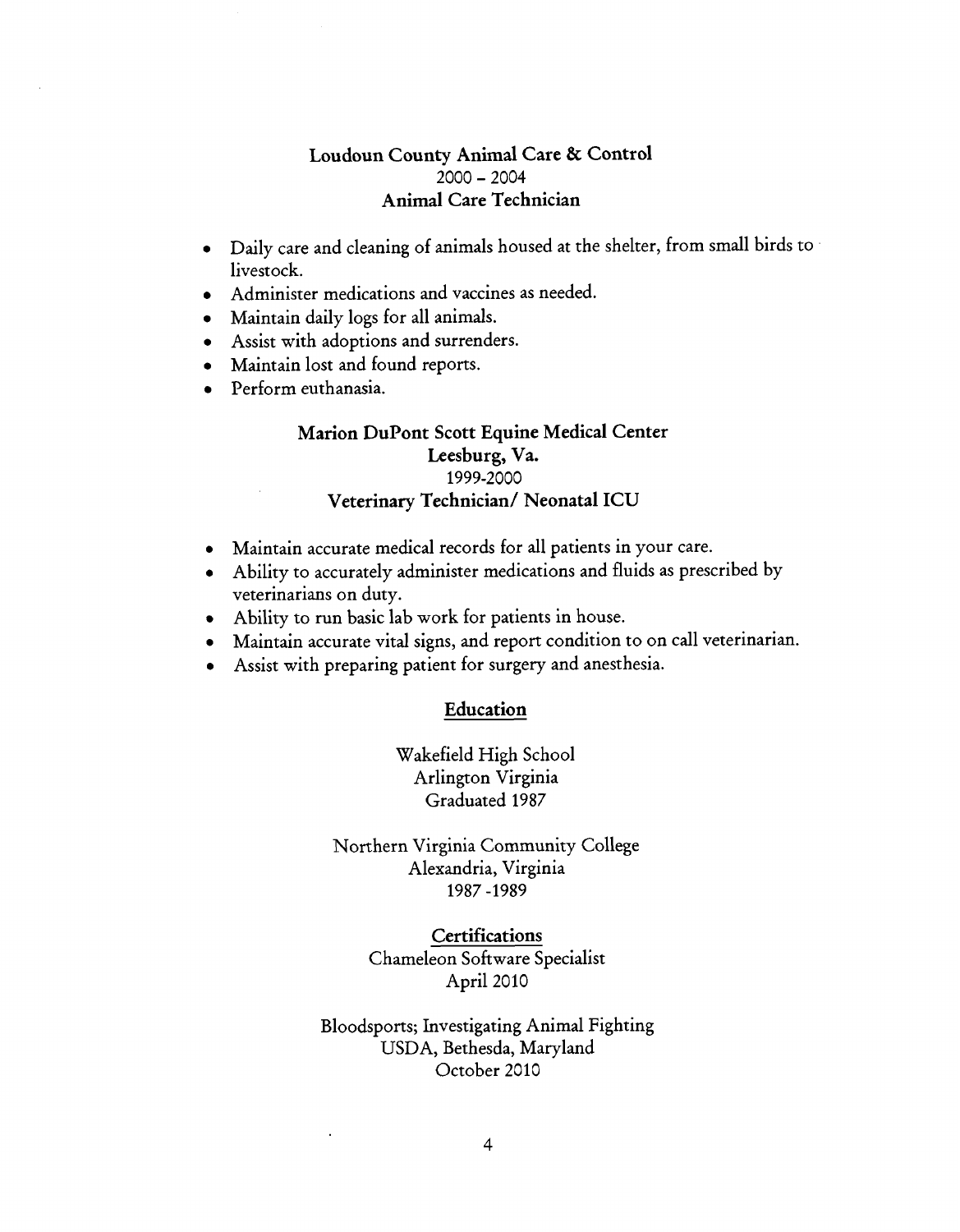**Loudoun County Animal Care & Control**
2000 – 2004
**Animal Care Technician**

- Daily care and cleaning of animals housed at the shelter, from small birds to livestock.
- Administer medications and vaccines as needed.
- Maintain daily logs for all animals.
- Assist with adoptions and surrenders.
- Maintain lost and found reports.
- Perform euthanasia.

**Marion DuPont Scott Equine Medical Center**
**Leesburg, Va.**
1999-2000
**Veterinary Technician/ Neonatal ICU**

- Maintain accurate medical records for all patients in your care.
- Ability to accurately administer medications and fluids as prescribed by veterinarians on duty.
- Ability to run basic lab work for patients in house.
- Maintain accurate vital signs, and report condition to on call veterinarian.
- Assist with preparing patient for surgery and anesthesia.

## Education

Wakefield High School
Arlington Virginia
Graduated 1987

Northern Virginia Community College
Alexandria, Virginia
1987 -1989

## Certifications

Chameleon Software Specialist
April 2010

Bloodsports; Investigating Animal Fighting
USDA, Bethesda, Maryland
October 2010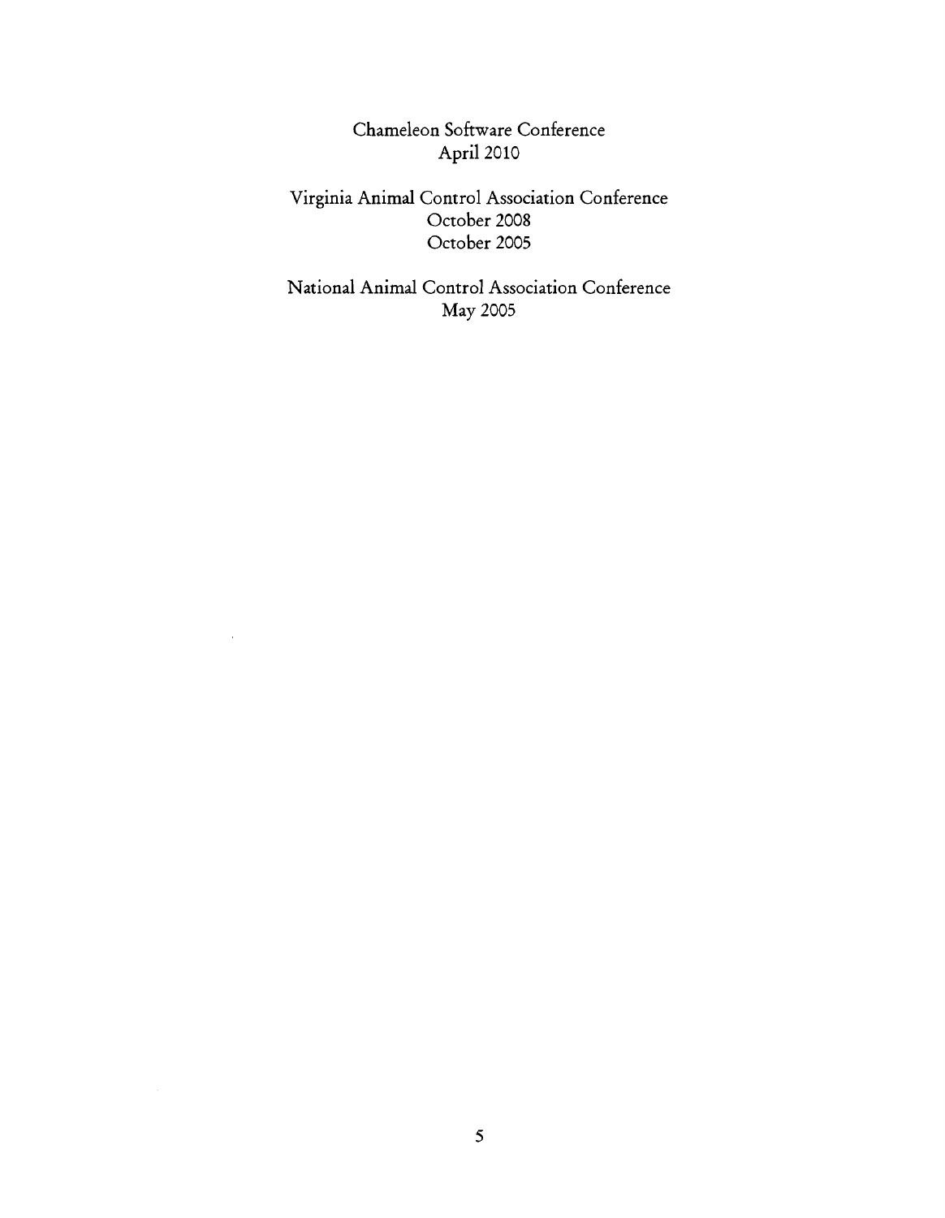Chameleon Software Conference
April 2010

Virginia Animal Control Association Conference
October 2008
October 2005

National Animal Control Association Conference
May 2005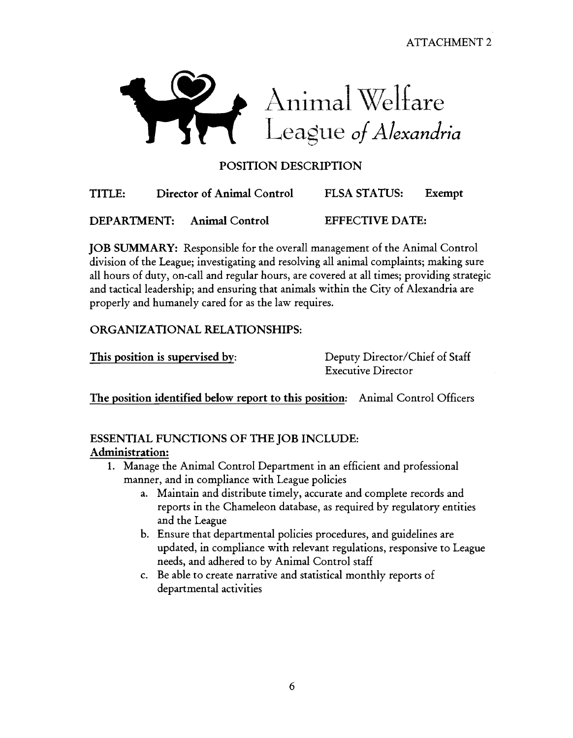ATTACHMENT 2

# Animal Welfare League *of Alexandria*

## POSITION DESCRIPTION

**TITLE:** **Director of Animal Control** **FLSA STATUS:** **Exempt**

**DEPARTMENT:** **Animal Control** **EFFECTIVE DATE:**

**JOB SUMMARY:** Responsible for the overall management of the Animal Control division of the League; investigating and resolving all animal complaints; making sure all hours of duty, on-call and regular hours, are covered at all times; providing strategic and tactical leadership; and ensuring that animals within the City of Alexandria are properly and humanely cared for as the law requires.

**ORGANIZATIONAL RELATIONSHIPS:**

**This position is supervised by:** Deputy Director/Chief of Staff
Executive Director

**The position identified below report to this position:** Animal Control Officers

**ESSENTIAL FUNCTIONS OF THE JOB INCLUDE:**

**Administration:**

1. Manage the Animal Control Department in an efficient and professional manner, and in compliance with League policies
   a. Maintain and distribute timely, accurate and complete records and reports in the Chameleon database, as required by regulatory entities and the League
   b. Ensure that departmental policies procedures, and guidelines are updated, in compliance with relevant regulations, responsive to League needs, and adhered to by Animal Control staff
   c. Be able to create narrative and statistical monthly reports of departmental activities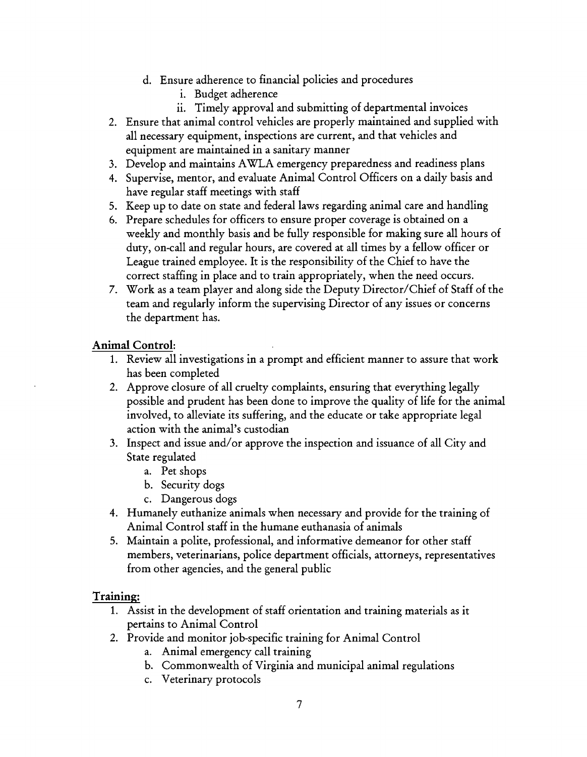d. Ensure adherence to financial policies and procedures
      i. Budget adherence
      ii. Timely approval and submitting of departmental invoices
2. Ensure that animal control vehicles are properly maintained and supplied with all necessary equipment, inspections are current, and that vehicles and equipment are maintained in a sanitary manner
3. Develop and maintains AWLA emergency preparedness and readiness plans
4. Supervise, mentor, and evaluate Animal Control Officers on a daily basis and have regular staff meetings with staff
5. Keep up to date on state and federal laws regarding animal care and handling
6. Prepare schedules for officers to ensure proper coverage is obtained on a weekly and monthly basis and be fully responsible for making sure all hours of duty, on-call and regular hours, are covered at all times by a fellow officer or League trained employee. It is the responsibility of the Chief to have the correct staffing in place and to train appropriately, when the need occurs.
7. Work as a team player and along side the Deputy Director/Chief of Staff of the team and regularly inform the supervising Director of any issues or concerns the department has.

**Animal Control:**

1. Review all investigations in a prompt and efficient manner to assure that work has been completed
2. Approve closure of all cruelty complaints, ensuring that everything legally possible and prudent has been done to improve the quality of life for the animal involved, to alleviate its suffering, and the educate or take appropriate legal action with the animal's custodian
3. Inspect and issue and/or approve the inspection and issuance of all City and State regulated
   a. Pet shops
   b. Security dogs
   c. Dangerous dogs
4. Humanely euthanize animals when necessary and provide for the training of Animal Control staff in the humane euthanasia of animals
5. Maintain a polite, professional, and informative demeanor for other staff members, veterinarians, police department officials, attorneys, representatives from other agencies, and the general public

**Training:**

1. Assist in the development of staff orientation and training materials as it pertains to Animal Control
2. Provide and monitor job-specific training for Animal Control
   a. Animal emergency call training
   b. Commonwealth of Virginia and municipal animal regulations
   c. Veterinary protocols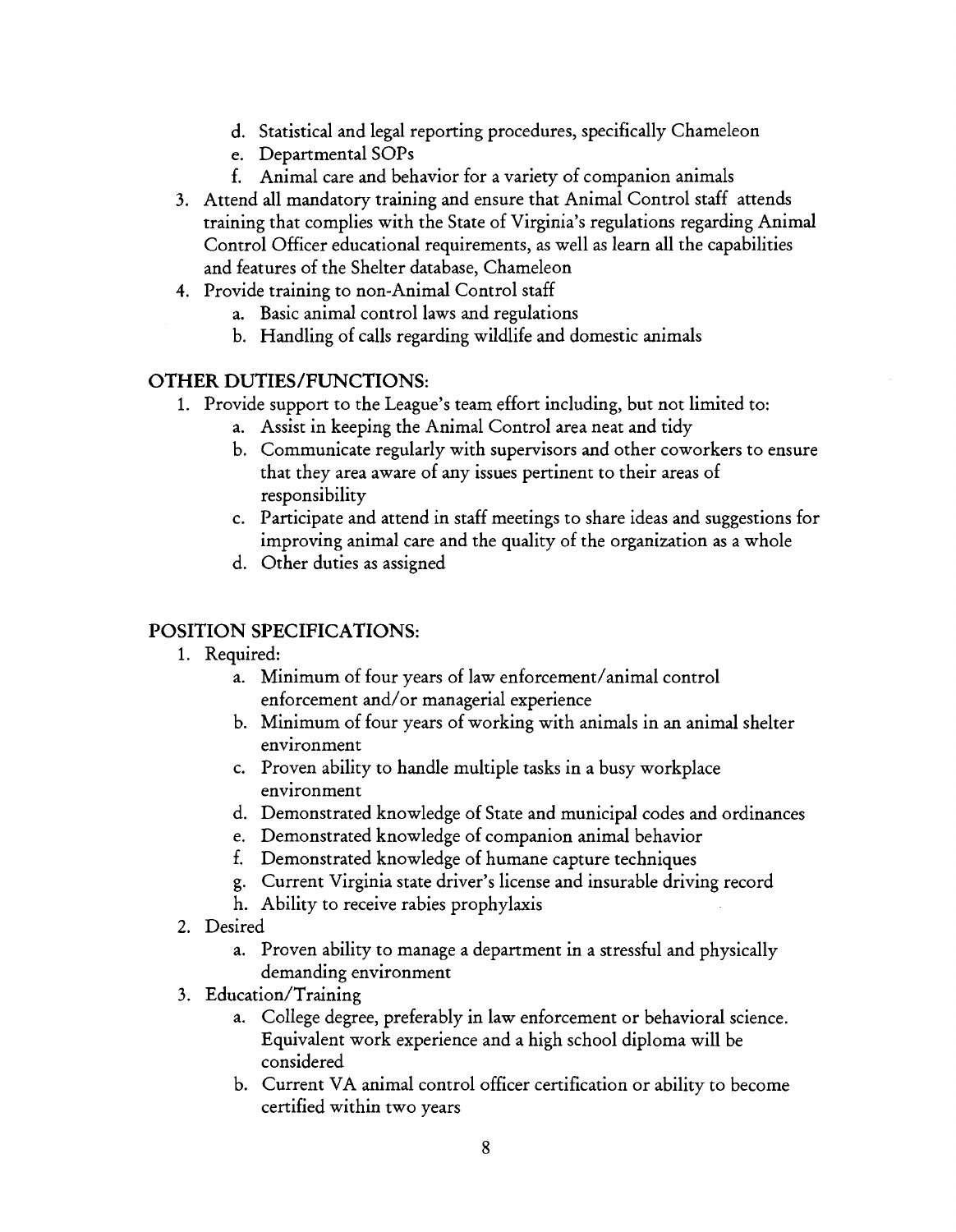d. Statistical and legal reporting procedures, specifically Chameleon
   e. Departmental SOPs
   f. Animal care and behavior for a variety of companion animals
3. Attend all mandatory training and ensure that Animal Control staff attends training that complies with the State of Virginia's regulations regarding Animal Control Officer educational requirements, as well as learn all the capabilities and features of the Shelter database, Chameleon
4. Provide training to non-Animal Control staff
   a. Basic animal control laws and regulations
   b. Handling of calls regarding wildlife and domestic animals

## OTHER DUTIES/FUNCTIONS:

1. Provide support to the League's team effort including, but not limited to:
   a. Assist in keeping the Animal Control area neat and tidy
   b. Communicate regularly with supervisors and other coworkers to ensure that they area aware of any issues pertinent to their areas of responsibility
   c. Participate and attend in staff meetings to share ideas and suggestions for improving animal care and the quality of the organization as a whole
   d. Other duties as assigned

## POSITION SPECIFICATIONS:

1. Required:
   a. Minimum of four years of law enforcement/animal control enforcement and/or managerial experience
   b. Minimum of four years of working with animals in an animal shelter environment
   c. Proven ability to handle multiple tasks in a busy workplace environment
   d. Demonstrated knowledge of State and municipal codes and ordinances
   e. Demonstrated knowledge of companion animal behavior
   f. Demonstrated knowledge of humane capture techniques
   g. Current Virginia state driver's license and insurable driving record
   h. Ability to receive rabies prophylaxis
2. Desired
   a. Proven ability to manage a department in a stressful and physically demanding environment
3. Education/Training
   a. College degree, preferably in law enforcement or behavioral science. Equivalent work experience and a high school diploma will be considered
   b. Current VA animal control officer certification or ability to become certified within two years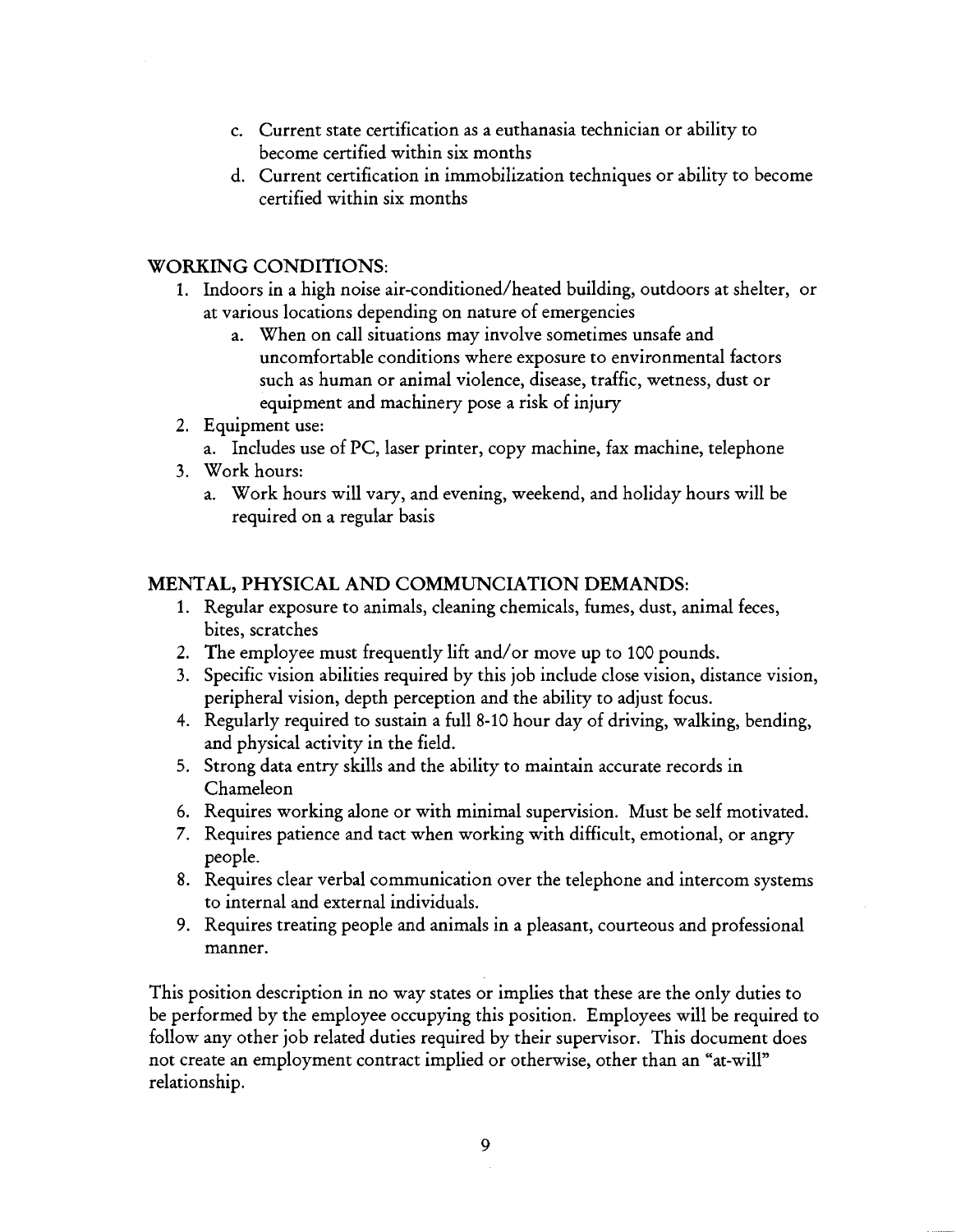c. Current state certification as a euthanasia technician or ability to become certified within six months
d. Current certification in immobilization techniques or ability to become certified within six months

## WORKING CONDITIONS:

1. Indoors in a high noise air-conditioned/heated building, outdoors at shelter, or at various locations depending on nature of emergencies
   a. When on call situations may involve sometimes unsafe and uncomfortable conditions where exposure to environmental factors such as human or animal violence, disease, traffic, wetness, dust or equipment and machinery pose a risk of injury
2. Equipment use:
   a. Includes use of PC, laser printer, copy machine, fax machine, telephone
3. Work hours:
   a. Work hours will vary, and evening, weekend, and holiday hours will be required on a regular basis

## MENTAL, PHYSICAL AND COMMUNCIATION DEMANDS:

1. Regular exposure to animals, cleaning chemicals, fumes, dust, animal feces, bites, scratches
2. The employee must frequently lift and/or move up to 100 pounds.
3. Specific vision abilities required by this job include close vision, distance vision, peripheral vision, depth perception and the ability to adjust focus.
4. Regularly required to sustain a full 8-10 hour day of driving, walking, bending, and physical activity in the field.
5. Strong data entry skills and the ability to maintain accurate records in Chameleon
6. Requires working alone or with minimal supervision. Must be self motivated.
7. Requires patience and tact when working with difficult, emotional, or angry people.
8. Requires clear verbal communication over the telephone and intercom systems to internal and external individuals.
9. Requires treating people and animals in a pleasant, courteous and professional manner.

This position description in no way states or implies that these are the only duties to be performed by the employee occupying this position. Employees will be required to follow any other job related duties required by their supervisor. This document does not create an employment contract implied or otherwise, other than an "at-will" relationship.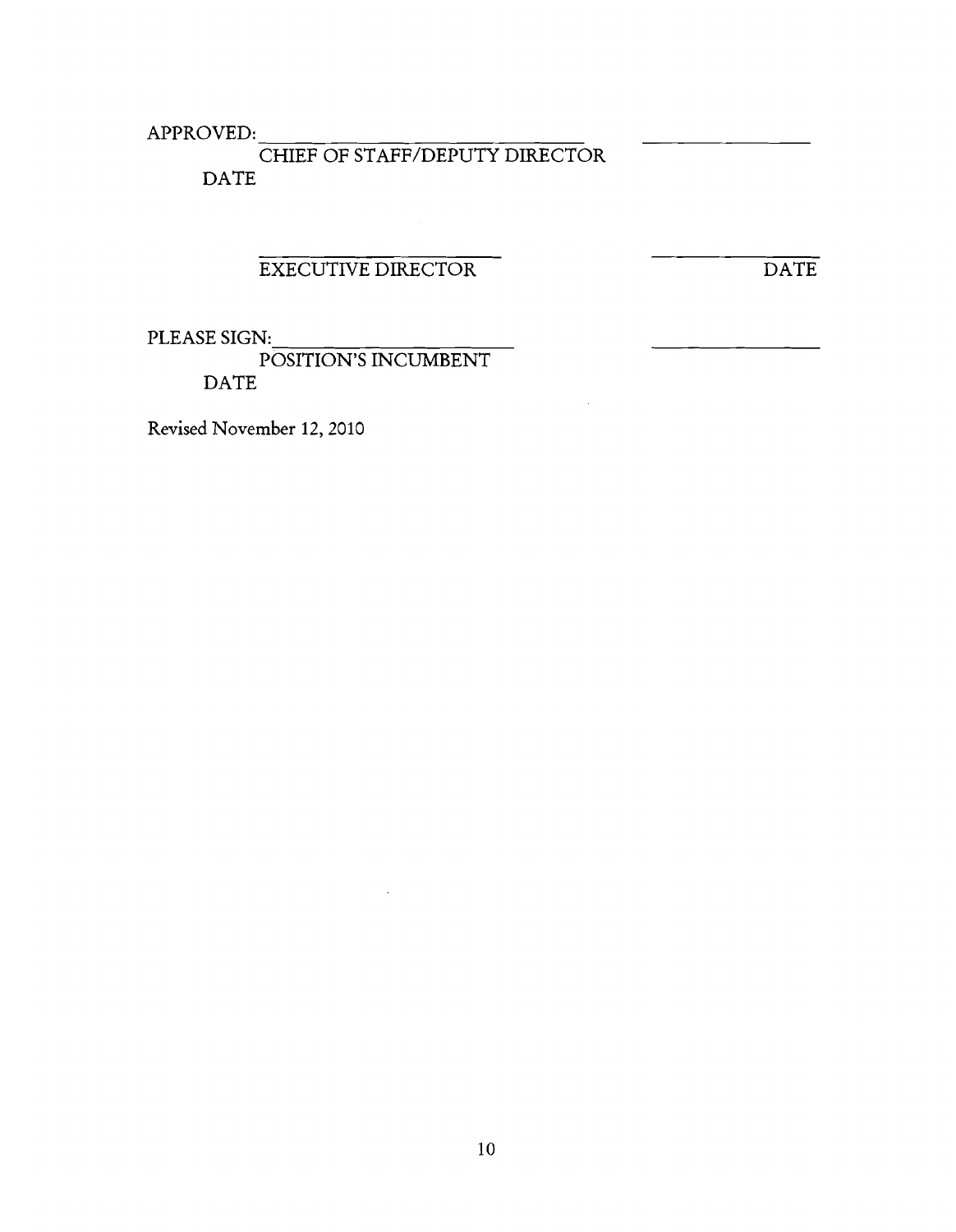APPROVED: _______________________________ _______________

CHIEF OF STAFF/DEPUTY DIRECTOR

DATE

_______________________ _______________

EXECUTIVE DIRECTOR DATE

PLEASE SIGN: _______________________ _______________

POSITION'S INCUMBENT

DATE

Revised November 12, 2010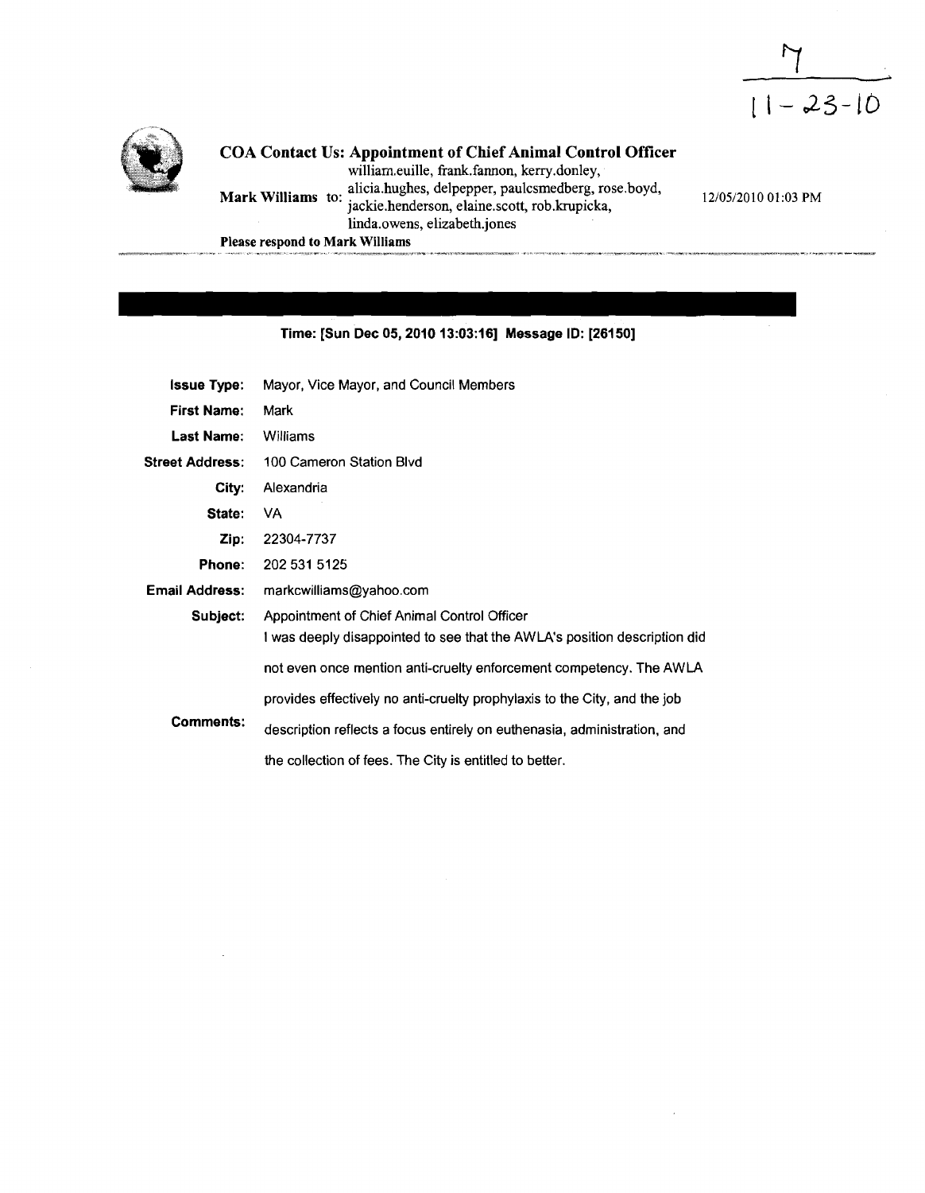7
11-23-10

## COA Contact Us: Appointment of Chief Animal Control Officer

**Mark Williams** to: william.euille, frank.fannon, kerry.donley, alicia.hughes, delpepper, paulcsmedberg, rose.boyd, jackie.henderson, elaine.scott, rob.krupicka, linda.owens, elizabeth.jones

12/05/2010 01:03 PM

**Please respond to Mark Williams**

**Time: [Sun Dec 05, 2010 13:03:16] Message ID: [26150]**

| | |
|---|---|
| **Issue Type:** | Mayor, Vice Mayor, and Council Members |
| **First Name:** | Mark |
| **Last Name:** | Williams |
| **Street Address:** | 100 Cameron Station Blvd |
| **City:** | Alexandria |
| **State:** | VA |
| **Zip:** | 22304-7737 |
| **Phone:** | 202 531 5125 |
| **Email Address:** | markcwilliams@yahoo.com |
| **Subject:** | Appointment of Chief Animal Control Officer |
| **Comments:** | I was deeply disappointed to see that the AWLA's position description did not even once mention anti-cruelty enforcement competency. The AWLA provides effectively no anti-cruelty prophylaxis to the City, and the job description reflects a focus entirely on euthenasia, administration, and the collection of fees. The City is entitled to better. |